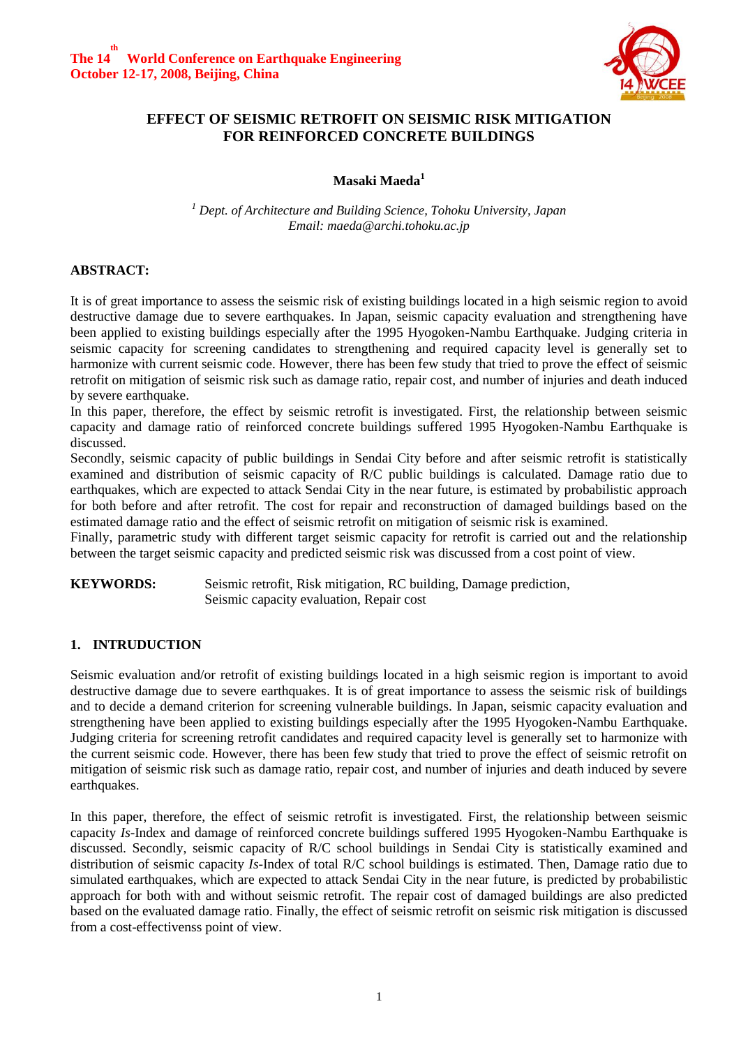# EFFECT OF SEISMIC RETROFIT ON SEISMIC RISK MITIGATION FOR REINFORCED CONCRETE BUILDINGS

**Masaki Maeda**[1]

[1] *Dept. of Architecture and Building Science, Tohoku University, Japan*
*Email: maeda@archi.tohoku.ac.jp*

**ABSTRACT:**

It is of great importance to assess the seismic risk of existing buildings located in a high seismic region to avoid destructive damage due to severe earthquakes. In Japan, seismic capacity evaluation and strengthening have been applied to existing buildings especially after the 1995 Hyogoken-Nambu Earthquake. Judging criteria in seismic capacity for screening candidates to strengthening and required capacity level is generally set to harmonize with current seismic code. However, there has been few study that tried to prove the effect of seismic retrofit on mitigation of seismic risk such as damage ratio, repair cost, and number of injuries and death induced by severe earthquake.

In this paper, therefore, the effect by seismic retrofit is investigated. First, the relationship between seismic capacity and damage ratio of reinforced concrete buildings suffered 1995 Hyogoken-Nambu Earthquake is discussed.

Secondly, seismic capacity of public buildings in Sendai City before and after seismic retrofit is statistically examined and distribution of seismic capacity of R/C public buildings is calculated. Damage ratio due to earthquakes, which are expected to attack Sendai City in the near future, is estimated by probabilistic approach for both before and after retrofit. The cost for repair and reconstruction of damaged buildings based on the estimated damage ratio and the effect of seismic retrofit on mitigation of seismic risk is examined.

Finally, parametric study with different target seismic capacity for retrofit is carried out and the relationship between the target seismic capacity and predicted seismic risk was discussed from a cost point of view.

**KEYWORDS:** Seismic retrofit, Risk mitigation, RC building, Damage prediction, Seismic capacity evaluation, Repair cost

## 1. INTRUDUCTION

Seismic evaluation and/or retrofit of existing buildings located in a high seismic region is important to avoid destructive damage due to severe earthquakes. It is of great importance to assess the seismic risk of buildings and to decide a demand criterion for screening vulnerable buildings. In Japan, seismic capacity evaluation and strengthening have been applied to existing buildings especially after the 1995 Hyogoken-Nambu Earthquake. Judging criteria for screening retrofit candidates and required capacity level is generally set to harmonize with the current seismic code. However, there has been few study that tried to prove the effect of seismic retrofit on mitigation of seismic risk such as damage ratio, repair cost, and number of injuries and death induced by severe earthquakes.

In this paper, therefore, the effect of seismic retrofit is investigated. First, the relationship between seismic capacity *Is*-Index and damage of reinforced concrete buildings suffered 1995 Hyogoken-Nambu Earthquake is discussed. Secondly, seismic capacity of R/C school buildings in Sendai City is statistically examined and distribution of seismic capacity *Is*-Index of total R/C school buildings is estimated. Then, Damage ratio due to simulated earthquakes, which are expected to attack Sendai City in the near future, is predicted by probabilistic approach for both with and without seismic retrofit. The repair cost of damaged buildings are also predicted based on the evaluated damage ratio. Finally, the effect of seismic retrofit on seismic risk mitigation is discussed from a cost-effectivenss point of view.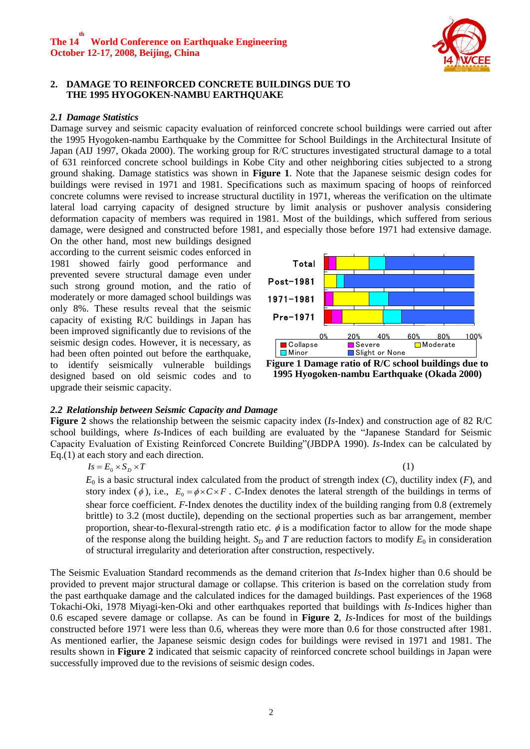## 2. DAMAGE TO REINFORCED CONCRETE BUILDINGS DUE TO THE 1995 HYOGOKEN-NAMBU EARTHQUAKE

### *2.1 Damage Statistics*

Damage survey and seismic capacity evaluation of reinforced concrete school buildings were carried out after the 1995 Hyogoken-nambu Earthquake by the Committee for School Buildings in the Architectural Insitute of Japan (AIJ 1997, Okada 2000). The working group for R/C structures investigated structural damage to a total of 631 reinforced concrete school buildings in Kobe City and other neighboring cities subjected to a strong ground shaking. Damage statistics was shown in **Figure 1**. Note that the Japanese seismic design codes for buildings were revised in 1971 and 1981. Specifications such as maximum spacing of hoops of reinforced concrete columns were revised to increase structural ductility in 1971, whereas the verification on the ultimate lateral load carrying capacity of designed structure by limit analysis or pushover analysis considering deformation capacity of members was required in 1981. Most of the buildings, which suffered from serious damage, were designed and constructed before 1981, and especially those before 1971 had extensive damage. On the other hand, most new buildings designed according to the current seismic codes enforced in 1981 showed fairly good performance and prevented severe structural damage even under such strong ground motion, and the ratio of moderately or more damaged school buildings was only 8%. These results reveal that the seismic capacity of existing R/C buildings in Japan has been improved significantly due to revisions of the seismic design codes. However, it is necessary, as had been often pointed out before the earthquake, to identify seismically vulnerable buildings designed based on old seismic codes and to upgrade their seismic capacity.

**Figure 1 Damage ratio of R/C school buildings due to 1995 Hyogoken-nambu Earthquake (Okada 2000)**

### *2.2 Relationship between Seismic Capacity and Damage*

**Figure 2** shows the relationship between the seismic capacity index (*Is*-Index) and construction age of 82 R/C school buildings, where *Is*-Indices of each building are evaluated by the "Japanese Standard for Seismic Capacity Evaluation of Existing Reinforced Concrete Building"(JBDPA 1990). *Is*-Index can be calculated by Eq.(1) at each story and each direction.

$$Is = E_0 \times S_D \times T \tag{1}$$

$E_0$ is a basic structural index calculated from the product of strength index ($C$), ductility index ($F$), and story index ($\phi$), i.e., $E_0 = \phi \times C \times F$. $C$-Index denotes the lateral strength of the buildings in terms of shear force coefficient. $F$-Index denotes the ductility index of the building ranging from 0.8 (extremely brittle) to 3.2 (most ductile), depending on the sectional properties such as bar arrangement, member proportion, shear-to-flexural-strength ratio etc. $\phi$ is a modification factor to allow for the mode shape of the response along the building height. $S_D$ and $T$ are reduction factors to modify $E_0$ in consideration of structural irregularity and deterioration after construction, respectively.

The Seismic Evaluation Standard recommends as the demand criterion that *Is*-Index higher than 0.6 should be provided to prevent major structural damage or collapse. This criterion is based on the correlation study from the past earthquake damage and the calculated indices for the damaged buildings. Past experiences of the 1968 Tokachi-Oki, 1978 Miyagi-ken-Oki and other earthquakes reported that buildings with *Is*-Indices higher than 0.6 escaped severe damage or collapse. As can be found in **Figure 2**, *Is*-Indices for most of the buildings constructed before 1971 were less than 0.6, whereas they were more than 0.6 for those constructed after 1981. As mentioned earlier, the Japanese seismic design codes for buildings were revised in 1971 and 1981. The results shown in **Figure 2** indicated that seismic capacity of reinforced concrete school buildings in Japan were successfully improved due to the revisions of seismic design codes.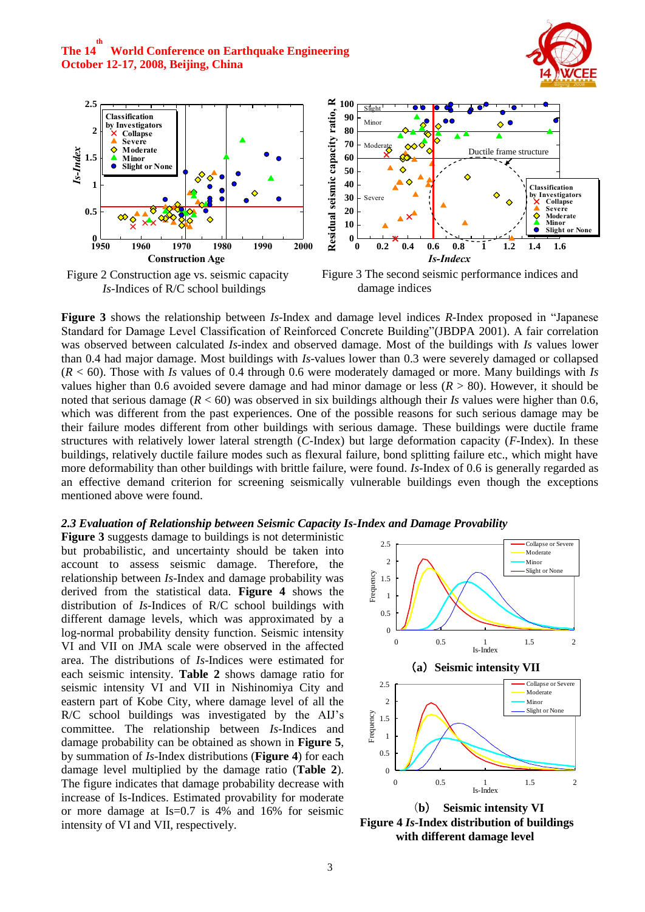Figure 2 Construction age vs. seismic capacity *Is*-Indices of R/C school buildings

Figure 3 The second seismic performance indices and damage indices

**Figure 3** shows the relationship between *Is*-Index and damage level indices *R*-Index proposed in "Japanese Standard for Damage Level Classification of Reinforced Concrete Building"(JBDPA 2001). A fair correlation was observed between calculated *Is*-index and observed damage. Most of the buildings with *Is* values lower than 0.4 had major damage. Most buildings with *Is*-values lower than 0.3 were severely damaged or collapsed ($R < 60$). Those with *Is* values of 0.4 through 0.6 were moderately damaged or more. Many buildings with *Is* values higher than 0.6 avoided severe damage and had minor damage or less ($R > 80$). However, it should be noted that serious damage ($R < 60$) was observed in six buildings although their *Is* values were higher than 0.6, which was different from the past experiences. One of the possible reasons for such serious damage may be their failure modes different from other buildings with serious damage. These buildings were ductile frame structures with relatively lower lateral strength (*C*-Index) but large deformation capacity (*F*-Index). In these buildings, relatively ductile failure modes such as flexural failure, bond splitting failure etc., which might have more deformability than other buildings with brittle failure, were found. *Is*-Index of 0.6 is generally regarded as an effective demand criterion for screening seismically vulnerable buildings even though the exceptions mentioned above were found.

### *2.3 Evaluation of Relationship between Seismic Capacity Is-Index and Damage Provability*

**Figure 3** suggests damage to buildings is not deterministic but probabilistic, and uncertainty should be taken into account to assess seismic damage. Therefore, the relationship between *Is*-Index and damage probability was derived from the statistical data. **Figure 4** shows the distribution of *Is*-Indices of R/C school buildings with different damage levels, which was approximated by a log-normal probability density function. Seismic intensity VI and VII on JMA scale were observed in the affected area. The distributions of *Is*-Indices were estimated for each seismic intensity. **Table 2** shows damage ratio for seismic intensity VI and VII in Nishinomiya City and eastern part of Kobe City, where damage level of all the R/C school buildings was investigated by the AIJ's committee. The relationship between *Is*-Indices and damage probability can be obtained as shown in **Figure 5**, by summation of *Is*-Index distributions (**Figure 4**) for each damage level multiplied by the damage ratio (**Table 2**). The figure indicates that damage probability decrease with increase of Is-Indices. Estimated provability for moderate or more damage at Is=0.7 is 4% and 16% for seismic intensity of VI and VII, respectively.

**(a) Seismic intensity VII**

**(b) Seismic intensity VI**

**Figure 4 *Is*-Index distribution of buildings with different damage level**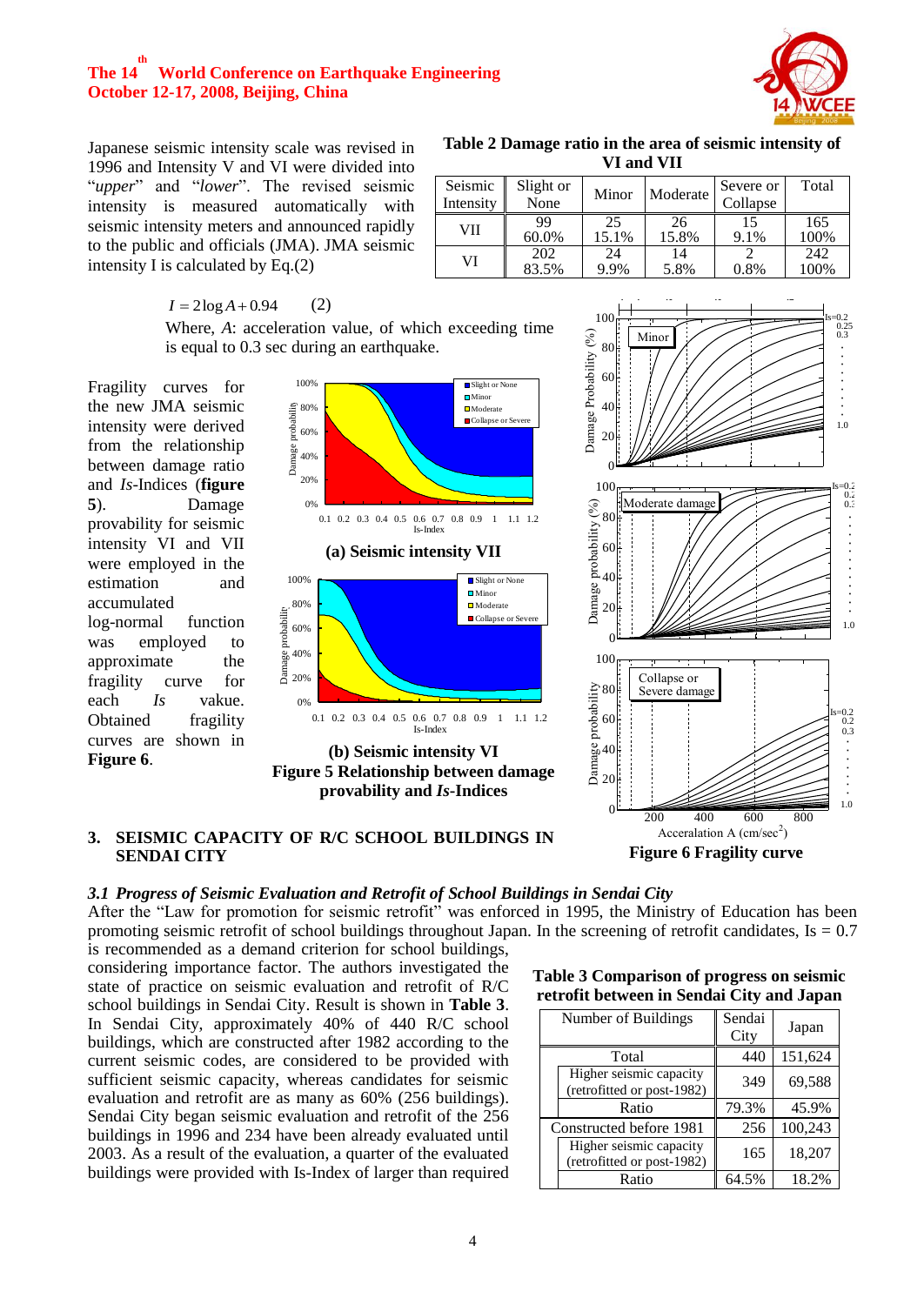Japanese seismic intensity scale was revised in 1996 and Intensity V and VI were divided into "*upper*" and "*lower*". The revised seismic intensity is measured automatically with seismic intensity meters and announced rapidly to the public and officials (JMA). JMA seismic intensity I is calculated by Eq.(2)

$$I = 2\log A + 0.94 \qquad (2)$$

Where, *A*: acceleration value, of which exceeding time is equal to 0.3 sec during an earthquake.

**Table 2 Damage ratio in the area of seismic intensity of VI and VII**

| Seismic Intensity | Slight or None | Minor | Moderate | Severe or Collapse | Total |
|---|---|---|---|---|---|
| VII | 99<br>60.0% | 25<br>15.1% | 26<br>15.8% | 15<br>9.1% | 165<br>100% |
| VI | 202<br>83.5% | 24<br>9.9% | 14<br>5.8% | 2<br>0.8% | 242<br>100% |

Fragility curves for the new JMA seismic intensity were derived from the relationship between damage ratio and *Is*-Indices (**figure 5**). Damage provability for seismic intensity VI and VII were employed in the estimation and accumulated log-normal function was employed to approximate the fragility curve for each *Is* value. Obtained fragility curves are shown in **Figure 6**.

**(a) Seismic intensity VII**

**(b) Seismic intensity VI**

**Figure 5 Relationship between damage provability and *Is*-Indices**

**Figure 6 Fragility curve**

## 3. SEISMIC CAPACITY OF R/C SCHOOL BUILDINGS IN SENDAI CITY

### *3.1 Progress of Seismic Evaluation and Retrofit of School Buildings in Sendai City*

After the "Law for promotion for seismic retrofit" was enforced in 1995, the Ministry of Education has been promoting seismic retrofit of school buildings throughout Japan. In the screening of retrofit candidates, Is = 0.7 is recommended as a demand criterion for school buildings, considering importance factor. The authors investigated the state of practice on seismic evaluation and retrofit of R/C school buildings in Sendai City. Result is shown in **Table 3**. In Sendai City, approximately 40% of 440 R/C school buildings, which are constructed after 1982 according to the current seismic codes, are considered to be provided with sufficient seismic capacity, whereas candidates for seismic evaluation and retrofit are as many as 60% (256 buildings). Sendai City began seismic evaluation and retrofit of the 256 buildings in 1996 and 234 have been already evaluated until 2003. As a result of the evaluation, a quarter of the evaluated buildings were provided with Is-Index of larger than required

**Table 3 Comparison of progress on seismic retrofit between in Sendai City and Japan**

| Number of Buildings | | Sendai City | Japan |
|---|---|---|---|
| Total | | 440 | 151,624 |
| | Higher seismic capacity (retrofitted or post-1982) | 349 | 69,588 |
| | Ratio | 79.3% | 45.9% |
| Constructed before 1981 | | 256 | 100,243 |
| | Higher seismic capacity (retrofitted or post-1982) | 165 | 18,207 |
| | Ratio | 64.5% | 18.2% |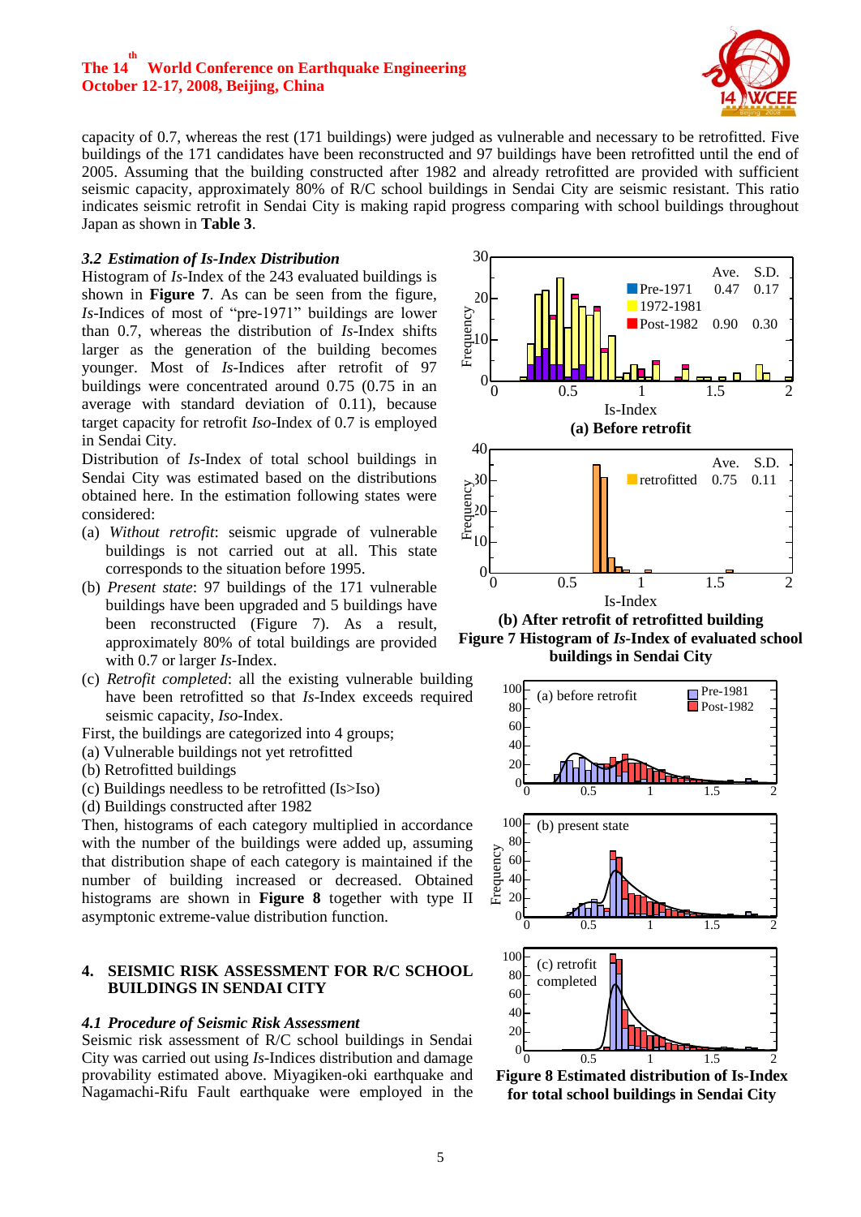capacity of 0.7, whereas the rest (171 buildings) were judged as vulnerable and necessary to be retrofitted. Five buildings of the 171 candidates have been reconstructed and 97 buildings have been retrofitted until the end of 2005. Assuming that the building constructed after 1982 and already retrofitted are provided with sufficient seismic capacity, approximately 80% of R/C school buildings in Sendai City are seismic resistant. This ratio indicates seismic retrofit in Sendai City is making rapid progress comparing with school buildings throughout Japan as shown in **Table 3**.

### *3.2 Estimation of Is-Index Distribution*

Histogram of *Is*-Index of the 243 evaluated buildings is shown in **Figure 7**. As can be seen from the figure, *Is*-Indices of most of "pre-1971" buildings are lower than 0.7, whereas the distribution of *Is*-Index shifts larger as the generation of the building becomes younger. Most of *Is*-Indices after retrofit of 97 buildings were concentrated around 0.75 (0.75 in an average with standard deviation of 0.11), because target capacity for retrofit *Iso*-Index of 0.7 is employed in Sendai City.

Distribution of *Is*-Index of total school buildings in Sendai City was estimated based on the distributions obtained here. In the estimation following states were considered:

(a) *Without retrofit*: seismic upgrade of vulnerable buildings is not carried out at all. This state corresponds to the situation before 1995.

(b) *Present state*: 97 buildings of the 171 vulnerable buildings have been upgraded and 5 buildings have been reconstructed (Figure 7). As a result, approximately 80% of total buildings are provided with 0.7 or larger *Is*-Index.

(c) *Retrofit completed*: all the existing vulnerable building have been retrofitted so that *Is*-Index exceeds required seismic capacity, *Iso*-Index.

First, the buildings are categorized into 4 groups;

(a) Vulnerable buildings not yet retrofitted
(b) Retrofitted buildings
(c) Buildings needless to be retrofitted (Is>Iso)
(d) Buildings constructed after 1982

Then, histograms of each category multiplied in accordance with the number of the buildings were added up, assuming that distribution shape of each category is maintained if the number of building increased or decreased. Obtained histograms are shown in **Figure 8** together with type II asymptonic extreme-value distribution function.

**(a) Before retrofit**

**(b) After retrofit of retrofitted building**

**Figure 7 Histogram of *Is*-Index of evaluated school buildings in Sendai City**

**Figure 8 Estimated distribution of Is-Index for total school buildings in Sendai City**

## 4. SEISMIC RISK ASSESSMENT FOR R/C SCHOOL BUILDINGS IN SENDAI CITY

### *4.1 Procedure of Seismic Risk Assessment*

Seismic risk assessment of R/C school buildings in Sendai City was carried out using *Is*-Indices distribution and damage provability estimated above. Miyagiken-oki earthquake and Nagamachi-Rifu Fault earthquake were employed in the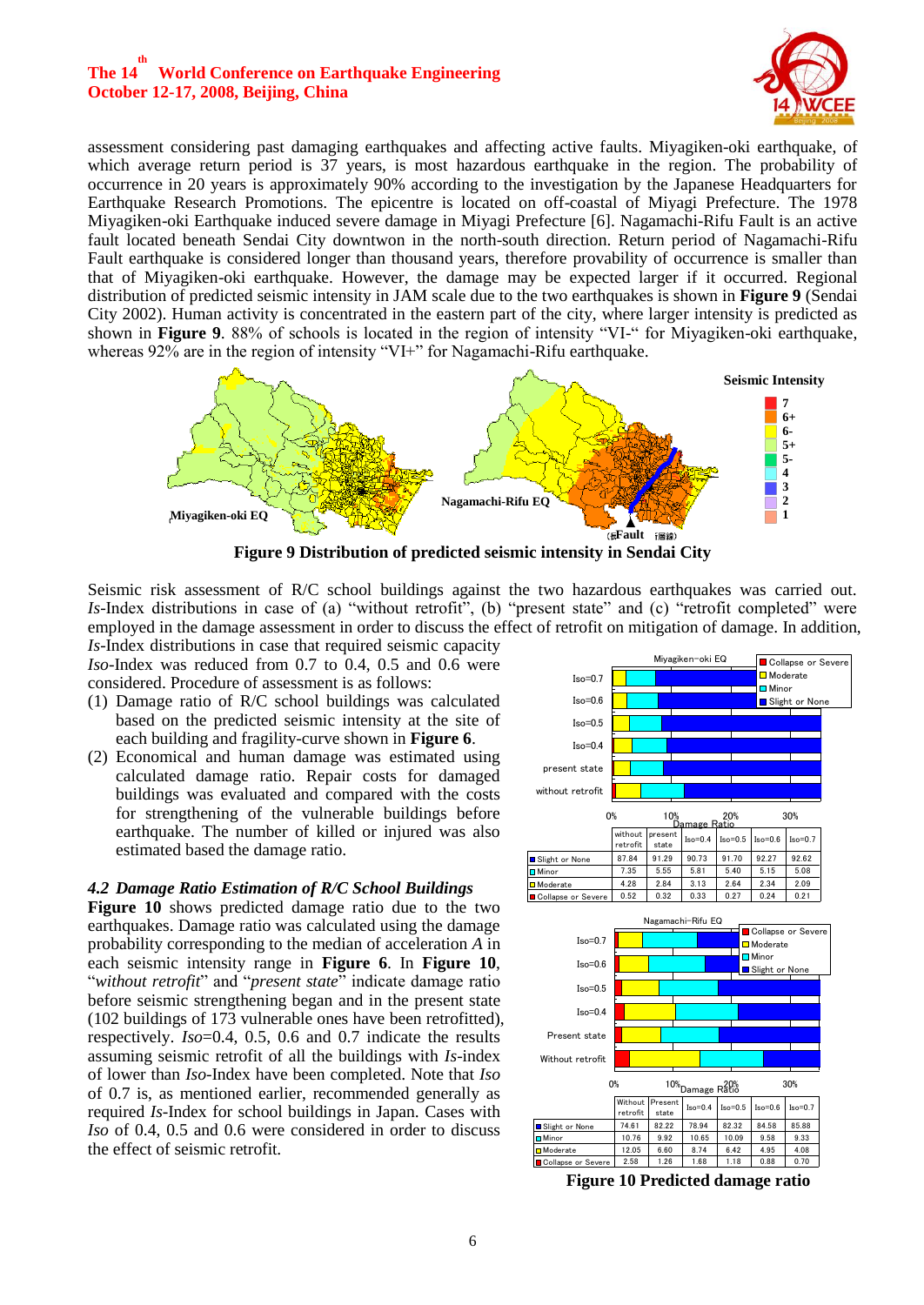assessment considering past damaging earthquakes and affecting active faults. Miyagiken-oki earthquake, of which average return period is 37 years, is most hazardous earthquake in the region. The probability of occurrence in 20 years is approximately 90% according to the investigation by the Japanese Headquarters for Earthquake Research Promotions. The epicentre is located on off-coastal of Miyagi Prefecture. The 1978 Miyagiken-oki Earthquake induced severe damage in Miyagi Prefecture [6]. Nagamachi-Rifu Fault is an active fault located beneath Sendai City downtwon in the north-south direction. Return period of Nagamachi-Rifu Fault earthquake is considered longer than thousand years, therefore provability of occurrence is smaller than that of Miyagiken-oki earthquake. However, the damage may be expected larger if it occurred. Regional distribution of predicted seismic intensity in JAM scale due to the two earthquakes is shown in **Figure 9** (Sendai City 2002). Human activity is concentrated in the eastern part of the city, where larger intensity is predicted as shown in **Figure 9**. 88% of schools is located in the region of intensity "VI-" for Miyagiken-oki earthquake, whereas 92% are in the region of intensity "VI+" for Nagamachi-Rifu earthquake.

**Figure 9 Distribution of predicted seismic intensity in Sendai City**

Seismic risk assessment of R/C school buildings against the two hazardous earthquakes was carried out. *Is*-Index distributions in case of (a) "without retrofit", (b) "present state" and (c) "retrofit completed" were employed in the damage assessment in order to discuss the effect of retrofit on mitigation of damage. In addition, *Is*-Index distributions in case that required seismic capacity *Iso*-Index was reduced from 0.7 to 0.4, 0.5 and 0.6 were considered. Procedure of assessment is as follows:

(1) Damage ratio of R/C school buildings was calculated based on the predicted seismic intensity at the site of each building and fragility-curve shown in **Figure 6**.
(2) Economical and human damage was estimated using calculated damage ratio. Repair costs for damaged buildings was evaluated and compared with the costs for strengthening of the vulnerable buildings before earthquake. The number of killed or injured was also estimated based the damage ratio.

### *4.2 Damage Ratio Estimation of R/C School Buildings*

**Figure 10** shows predicted damage ratio due to the two earthquakes. Damage ratio was calculated using the damage probability corresponding to the median of acceleration *A* in each seismic intensity range in **Figure 6**. In **Figure 10**, "*without retrofit*" and "*present state*" indicate damage ratio before seismic strengthening began and in the present state (102 buildings of 173 vulnerable ones have been retrofitted), respectively. *Iso*=0.4, 0.5, 0.6 and 0.7 indicate the results assuming seismic retrofit of all the buildings with *Is*-index of lower than *Iso*-Index have been completed. Note that *Iso* of 0.7 is, as mentioned earlier, recommended generally as required *Is*-Index for school buildings in Japan. Cases with *Iso* of 0.4, 0.5 and 0.6 were considered in order to discuss the effect of seismic retrofit.

Miyagiken-oki EQ

| | without retrofit | present state | Iso=0.4 | Iso=0.5 | Iso=0.6 | Iso=0.7 |
|---|---|---|---|---|---|---|
| Slight or None | 87.84 | 91.29 | 90.73 | 91.70 | 92.27 | 92.62 |
| Minor | 7.35 | 5.55 | 5.81 | 5.40 | 5.15 | 5.08 |
| Moderate | 4.28 | 2.84 | 3.13 | 2.64 | 2.34 | 2.09 |
| Collapse or Severe | 0.52 | 0.32 | 0.33 | 0.27 | 0.24 | 0.21 |

Nagamachi-Rifu EQ

| | Without retrofit | Present state | Iso=0.4 | Iso=0.5 | Iso=0.6 | Iso=0.7 |
|---|---|---|---|---|---|---|
| Slight or None | 74.61 | 82.22 | 78.94 | 82.32 | 84.58 | 85.88 |
| Minor | 10.76 | 9.92 | 10.65 | 10.09 | 9.58 | 9.33 |
| Moderate | 12.05 | 6.60 | 8.74 | 6.42 | 4.95 | 4.08 |
| Collapse or Severe | 2.58 | 1.26 | 1.68 | 1.18 | 0.88 | 0.70 |

**Figure 10 Predicted damage ratio**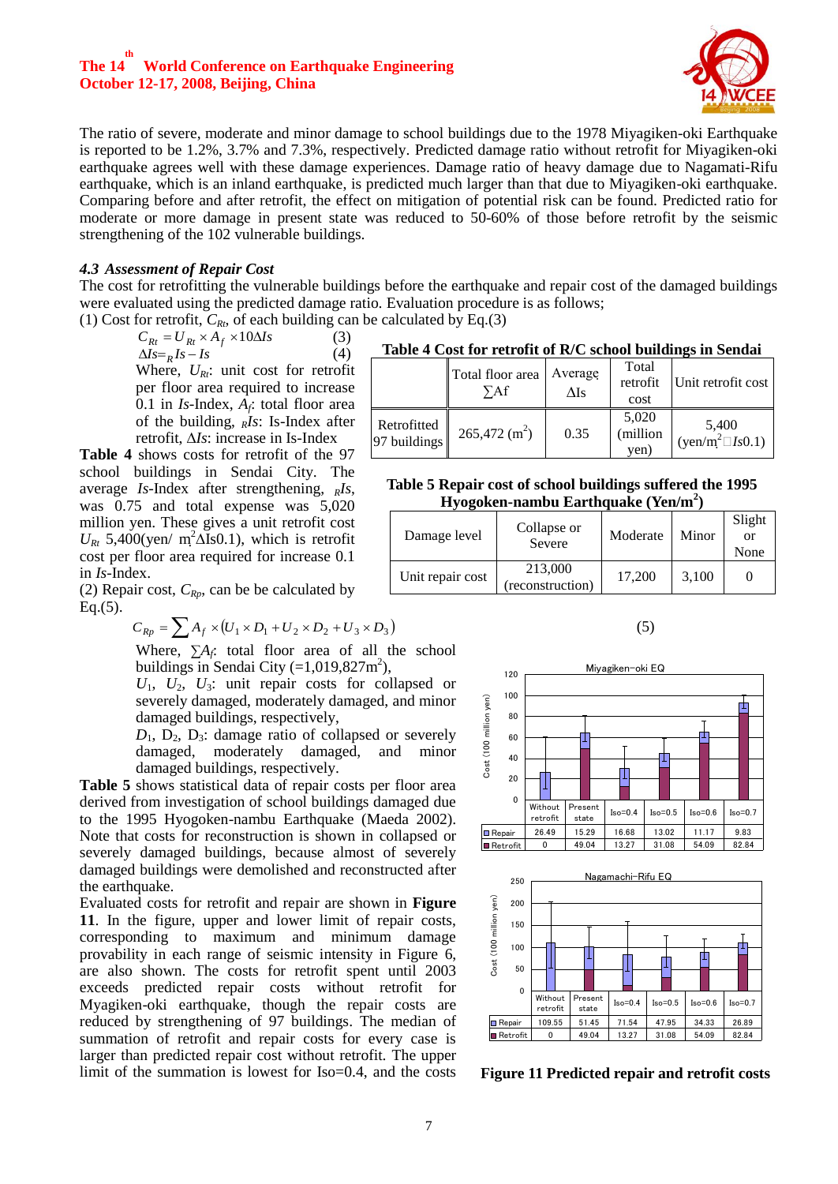The ratio of severe, moderate and minor damage to school buildings due to the 1978 Miyagiken-oki Earthquake is reported to be 1.2%, 3.7% and 7.3%, respectively. Predicted damage ratio without retrofit for Miyagiken-oki earthquake agrees well with these damage experiences. Damage ratio of heavy damage due to Nagamati-Rifu earthquake, which is an inland earthquake, is predicted much larger than that due to Miyagiken-oki earthquake. Comparing before and after retrofit, the effect on mitigation of potential risk can be found. Predicted ratio for moderate or more damage in present state was reduced to 50-60% of those before retrofit by the seismic strengthening of the 102 vulnerable buildings.

### *4.3 Assessment of Repair Cost*

The cost for retrofitting the vulnerable buildings before the earthquake and repair cost of the damaged buildings were evaluated using the predicted damage ratio. Evaluation procedure is as follows;

(1) Cost for retrofit, $C_{Rt}$, of each building can be calculated by Eq.(3)

$$C_{Rt} = U_{Rt} \times A_f \times 10\Delta Is \quad (3)$$

$$\Delta Is = {}_R Is - Is \quad (4)$$

Where, $U_{Rt}$: unit cost for retrofit per floor area required to increase 0.1 in *Is*-Index, $A_f$: total floor area of the building, ${}_R Is$: Is-Index after retrofit, $\Delta Is$: increase in Is-Index

**Table 4** shows costs for retrofit of the 97 school buildings in Sendai City. The average *Is*-Index after strengthening, ${}_R Is$, was 0.75 and total expense was 5,020 million yen. These gives a unit retrofit cost $U_{Rt}$ 5,400(yen/ m$^2\Delta$Is0.1), which is retrofit cost per floor area required for increase 0.1 in *Is*-Index.

**Table 4 Cost for retrofit of R/C school buildings in Sendai**

| | Total floor area $\sum$Af | Average $\Delta$Is | Total retrofit cost | Unit retrofit cost |
|---|---|---|---|---|
| Retrofitted 97 buildings | 265,472 (m$^2$) | 0.35 | 5,020 (million yen) | 5,400 (yen/m$^2$$\Delta$*Is*0.1) |

(2) Repair cost, $C_{Rp}$, can be calculated by Eq.(5).

$$C_{Rp} = \sum A_f \times (U_1 \times D_1 + U_2 \times D_2 + U_3 \times D_3) \quad (5)$$

Where, $\sum A_f$: total floor area of all the school buildings in Sendai City (=1,019,827m$^2$),

$U_1$, $U_2$, $U_3$: unit repair costs for collapsed or severely damaged, moderately damaged, and minor damaged buildings, respectively,

$D_1$, $D_2$, $D_3$: damage ratio of collapsed or severely damaged, moderately damaged, and minor damaged buildings, respectively.

**Table 5 Repair cost of school buildings suffered the 1995 Hyogoken-nambu Earthquake (Yen/m$^2$)**

| Damage level | Collapse or Severe | Moderate | Minor | Slight or None |
|---|---|---|---|---|
| Unit repair cost | 213,000 (reconstruction) | 17,200 | 3,100 | 0 |

**Table 5** shows statistical data of repair costs per floor area derived from investigation of school buildings damaged due to the 1995 Hyogoken-nambu Earthquake (Maeda 2002). Note that costs for reconstruction is shown in collapsed or severely damaged buildings, because almost of severely damaged buildings were demolished and reconstructed after the earthquake.

Evaluated costs for retrofit and repair are shown in **Figure 11**. In the figure, upper and lower limit of repair costs, corresponding to maximum and minimum damage provability in each range of seismic intensity in Figure 6, are also shown. The costs for retrofit spent until 2003 exceeds predicted repair costs without retrofit for Myagiken-oki earthquake, though the repair costs are reduced by strengthening of 97 buildings. The median of summation of retrofit and repair costs for every case is larger than predicted repair cost without retrofit. The upper limit of the summation is lowest for Iso=0.4, and the costs

Miyagiken-oki EQ (Cost (100 million yen))

| | Without retrofit | Present state | Iso=0.4 | Iso=0.5 | Iso=0.6 | Iso=0.7 |
|---|---|---|---|---|---|---|
| Repair | 26.49 | 15.29 | 16.68 | 13.02 | 11.17 | 9.83 |
| Retrofit | 0 | 49.04 | 13.27 | 31.08 | 54.09 | 82.84 |

Nagamachi-Rifu EQ (Cost (100 million yen))

| | Without retrofit | Present state | Iso=0.4 | Iso=0.5 | Iso=0.6 | Iso=0.7 |
|---|---|---|---|---|---|---|
| Repair | 109.55 | 51.45 | 71.54 | 47.95 | 34.33 | 26.89 |
| Retrofit | 0 | 49.04 | 13.27 | 31.08 | 54.09 | 82.84 |

**Figure 11 Predicted repair and retrofit costs**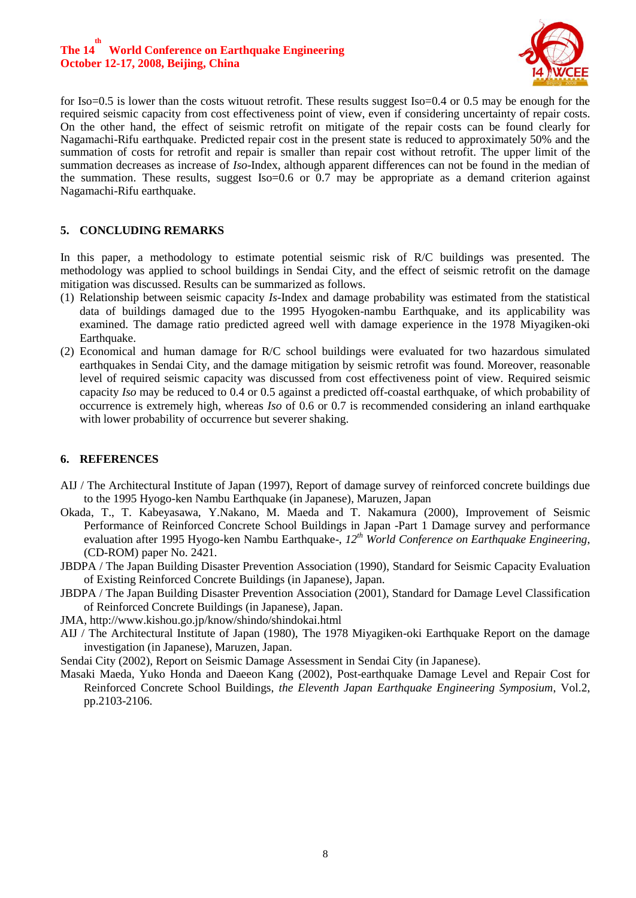for Iso=0.5 is lower than the costs wituout retrofit. These results suggest Iso=0.4 or 0.5 may be enough for the required seismic capacity from cost effectiveness point of view, even if considering uncertainty of repair costs. On the other hand, the effect of seismic retrofit on mitigate of the repair costs can be found clearly for Nagamachi-Rifu earthquake. Predicted repair cost in the present state is reduced to approximately 50% and the summation of costs for retrofit and repair is smaller than repair cost without retrofit. The upper limit of the summation decreases as increase of *Iso*-Index, although apparent differences can not be found in the median of the summation. These results, suggest Iso=0.6 or 0.7 may be appropriate as a demand criterion against Nagamachi-Rifu earthquake.

## 5. CONCLUDING REMARKS

In this paper, a methodology to estimate potential seismic risk of R/C buildings was presented. The methodology was applied to school buildings in Sendai City, and the effect of seismic retrofit on the damage mitigation was discussed. Results can be summarized as follows.

(1) Relationship between seismic capacity *Is*-Index and damage probability was estimated from the statistical data of buildings damaged due to the 1995 Hyogoken-nambu Earthquake, and its applicability was examined. The damage ratio predicted agreed well with damage experience in the 1978 Miyagiken-oki Earthquake.

(2) Economical and human damage for R/C school buildings were evaluated for two hazardous simulated earthquakes in Sendai City, and the damage mitigation by seismic retrofit was found. Moreover, reasonable level of required seismic capacity was discussed from cost effectiveness point of view. Required seismic capacity *Iso* may be reduced to 0.4 or 0.5 against a predicted off-coastal earthquake, of which probability of occurrence is extremely high, whereas *Iso* of 0.6 or 0.7 is recommended considering an inland earthquake with lower probability of occurrence but severer shaking.

## 6. REFERENCES

AIJ / The Architectural Institute of Japan (1997), Report of damage survey of reinforced concrete buildings due to the 1995 Hyogo-ken Nambu Earthquake (in Japanese), Maruzen, Japan

Okada, T., T. Kabeyasawa, Y.Nakano, M. Maeda and T. Nakamura (2000), Improvement of Seismic Performance of Reinforced Concrete School Buildings in Japan -Part 1 Damage survey and performance evaluation after 1995 Hyogo-ken Nambu Earthquake-, *12th World Conference on Earthquake Engineering*, (CD-ROM) paper No. 2421.

JBDPA / The Japan Building Disaster Prevention Association (1990), Standard for Seismic Capacity Evaluation of Existing Reinforced Concrete Buildings (in Japanese), Japan.

JBDPA / The Japan Building Disaster Prevention Association (2001), Standard for Damage Level Classification of Reinforced Concrete Buildings (in Japanese), Japan.

JMA, http://www.kishou.go.jp/know/shindo/shindokai.html

AIJ / The Architectural Institute of Japan (1980), The 1978 Miyagiken-oki Earthquake Report on the damage investigation (in Japanese), Maruzen, Japan.

Sendai City (2002), Report on Seismic Damage Assessment in Sendai City (in Japanese).

Masaki Maeda, Yuko Honda and Daeeon Kang (2002), Post-earthquake Damage Level and Repair Cost for Reinforced Concrete School Buildings, *the Eleventh Japan Earthquake Engineering Symposium*, Vol.2, pp.2103-2106.